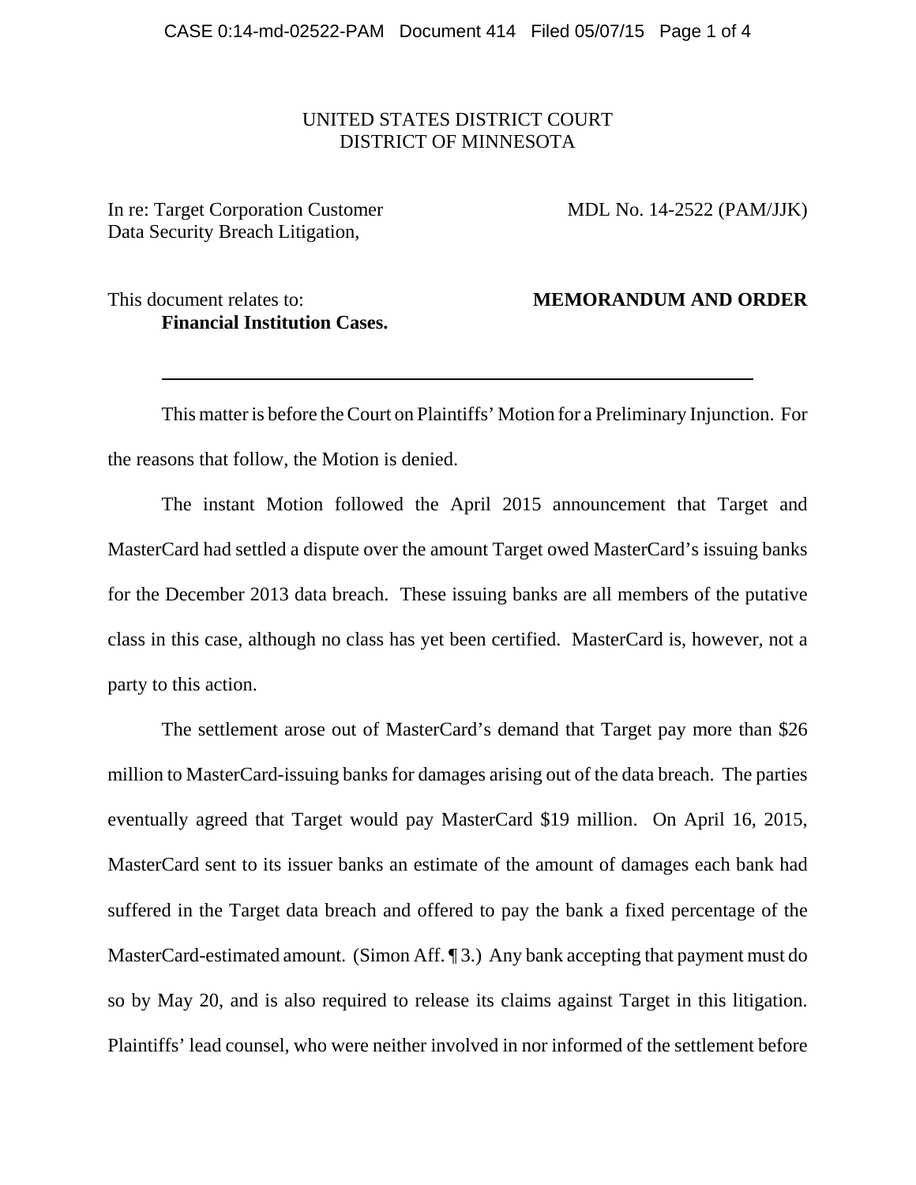UNITED STATES DISTRICT COURT
DISTRICT OF MINNESOTA

In re: Target Corporation Customer Data Security Breach Litigation,

MDL No. 14-2522 (PAM/JJK)

This document relates to:
**Financial Institution Cases.**

**MEMORANDUM AND ORDER**

---

This matter is before the Court on Plaintiffs' Motion for a Preliminary Injunction. For the reasons that follow, the Motion is denied.

The instant Motion followed the April 2015 announcement that Target and MasterCard had settled a dispute over the amount Target owed MasterCard's issuing banks for the December 2013 data breach. These issuing banks are all members of the putative class in this case, although no class has yet been certified. MasterCard is, however, not a party to this action.

The settlement arose out of MasterCard's demand that Target pay more than $26 million to MasterCard-issuing banks for damages arising out of the data breach. The parties eventually agreed that Target would pay MasterCard $19 million. On April 16, 2015, MasterCard sent to its issuer banks an estimate of the amount of damages each bank had suffered in the Target data breach and offered to pay the bank a fixed percentage of the MasterCard-estimated amount. (Simon Aff. ¶ 3.) Any bank accepting that payment must do so by May 20, and is also required to release its claims against Target in this litigation. Plaintiffs' lead counsel, who were neither involved in nor informed of the settlement before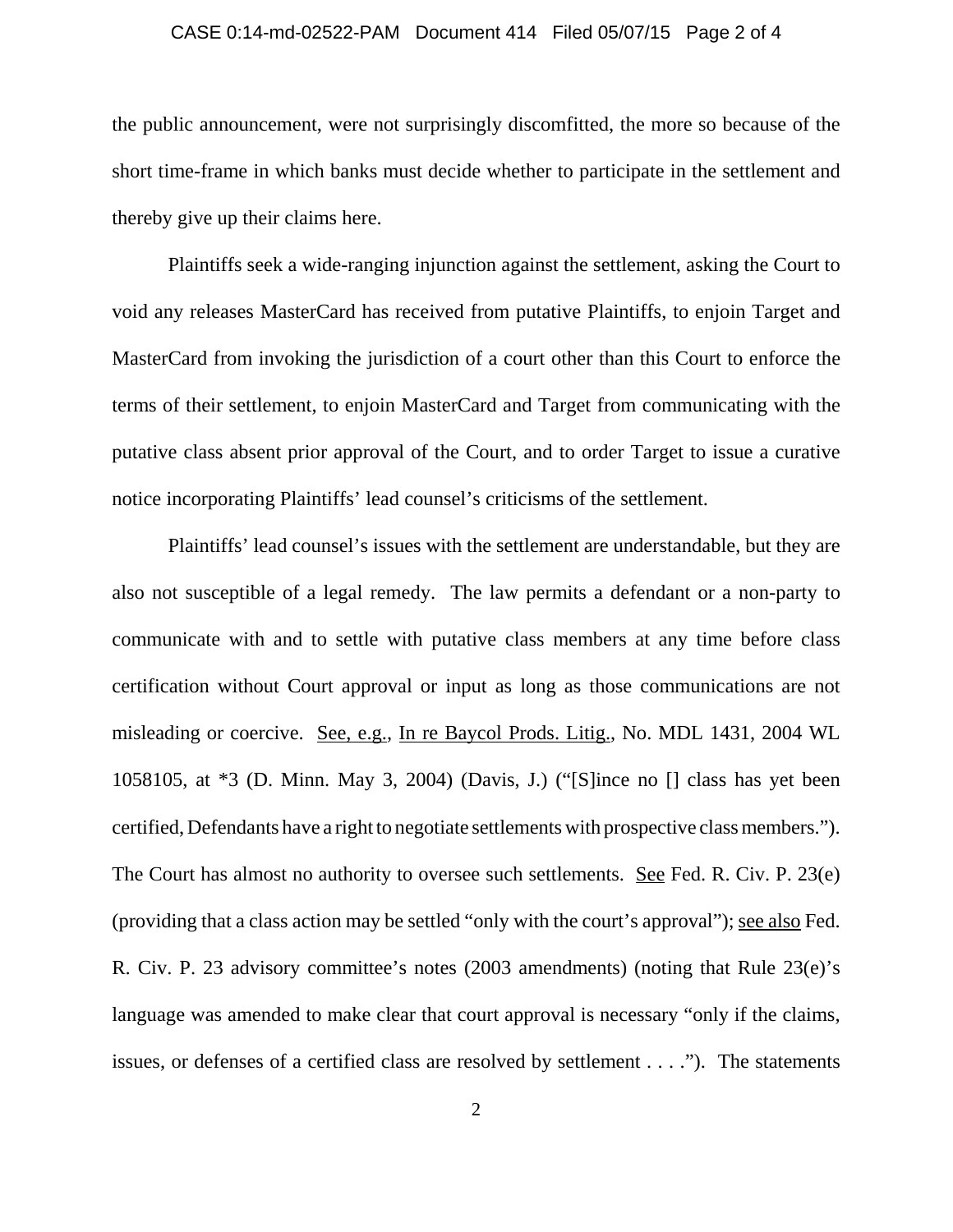the public announcement, were not surprisingly discomfitted, the more so because of the short time-frame in which banks must decide whether to participate in the settlement and thereby give up their claims here.

Plaintiffs seek a wide-ranging injunction against the settlement, asking the Court to void any releases MasterCard has received from putative Plaintiffs, to enjoin Target and MasterCard from invoking the jurisdiction of a court other than this Court to enforce the terms of their settlement, to enjoin MasterCard and Target from communicating with the putative class absent prior approval of the Court, and to order Target to issue a curative notice incorporating Plaintiffs' lead counsel's criticisms of the settlement.

Plaintiffs' lead counsel's issues with the settlement are understandable, but they are also not susceptible of a legal remedy. The law permits a defendant or a non-party to communicate with and to settle with putative class members at any time before class certification without Court approval or input as long as those communications are not misleading or coercive. See, e.g., In re Baycol Prods. Litig., No. MDL 1431, 2004 WL 1058105, at *3 (D. Minn. May 3, 2004) (Davis, J.) ("[S]ince no [] class has yet been certified, Defendants have a right to negotiate settlements with prospective class members."). The Court has almost no authority to oversee such settlements. See Fed. R. Civ. P. 23(e) (providing that a class action may be settled "only with the court's approval"); see also Fed. R. Civ. P. 23 advisory committee's notes (2003 amendments) (noting that Rule 23(e)'s language was amended to make clear that court approval is necessary "only if the claims, issues, or defenses of a certified class are resolved by settlement . . . ."). The statements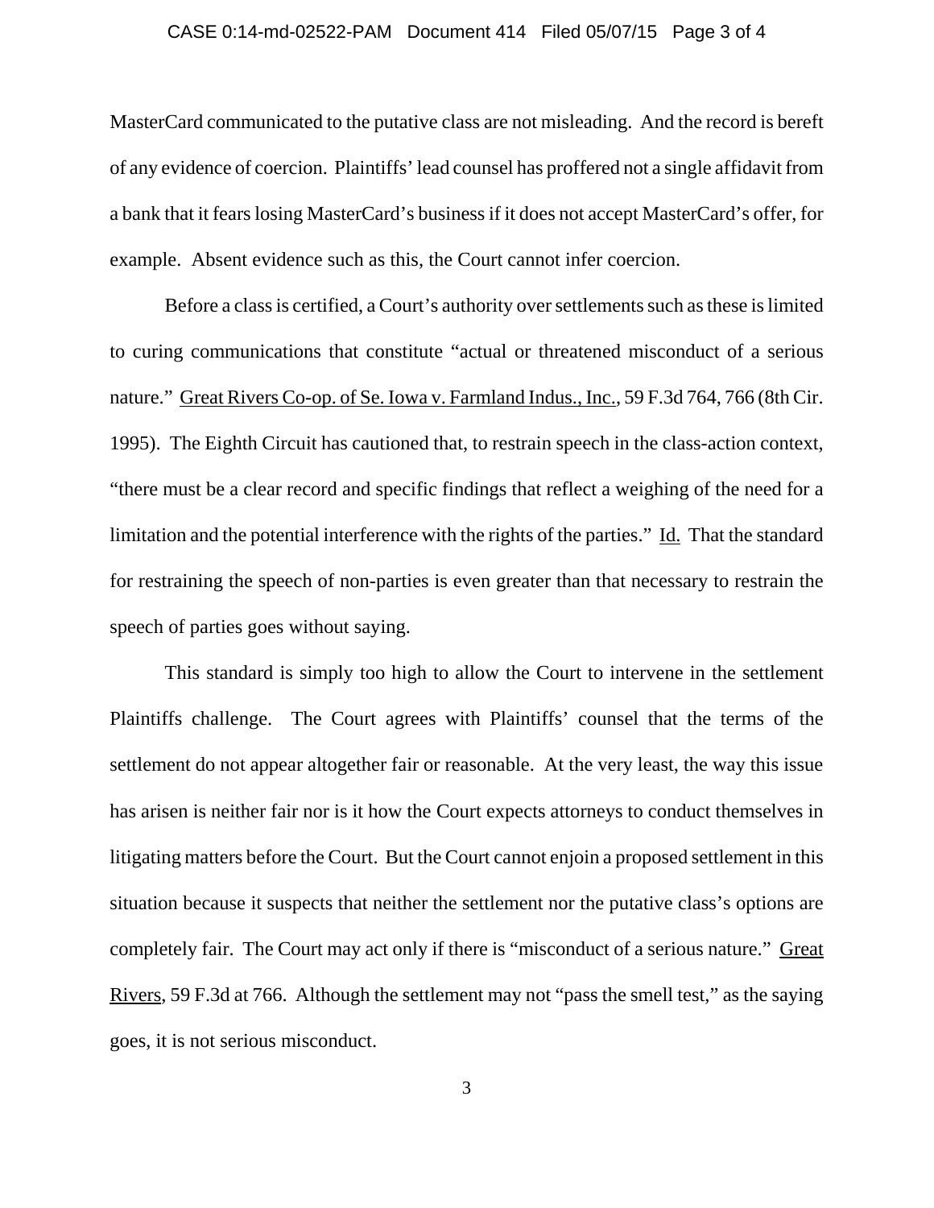MasterCard communicated to the putative class are not misleading. And the record is bereft of any evidence of coercion. Plaintiffs' lead counsel has proffered not a single affidavit from a bank that it fears losing MasterCard's business if it does not accept MasterCard's offer, for example. Absent evidence such as this, the Court cannot infer coercion.

Before a class is certified, a Court's authority over settlements such as these is limited to curing communications that constitute "actual or threatened misconduct of a serious nature." Great Rivers Co-op. of Se. Iowa v. Farmland Indus., Inc., 59 F.3d 764, 766 (8th Cir. 1995). The Eighth Circuit has cautioned that, to restrain speech in the class-action context, "there must be a clear record and specific findings that reflect a weighing of the need for a limitation and the potential interference with the rights of the parties." Id. That the standard for restraining the speech of non-parties is even greater than that necessary to restrain the speech of parties goes without saying.

This standard is simply too high to allow the Court to intervene in the settlement Plaintiffs challenge. The Court agrees with Plaintiffs' counsel that the terms of the settlement do not appear altogether fair or reasonable. At the very least, the way this issue has arisen is neither fair nor is it how the Court expects attorneys to conduct themselves in litigating matters before the Court. But the Court cannot enjoin a proposed settlement in this situation because it suspects that neither the settlement nor the putative class's options are completely fair. The Court may act only if there is "misconduct of a serious nature." Great Rivers, 59 F.3d at 766. Although the settlement may not "pass the smell test," as the saying goes, it is not serious misconduct.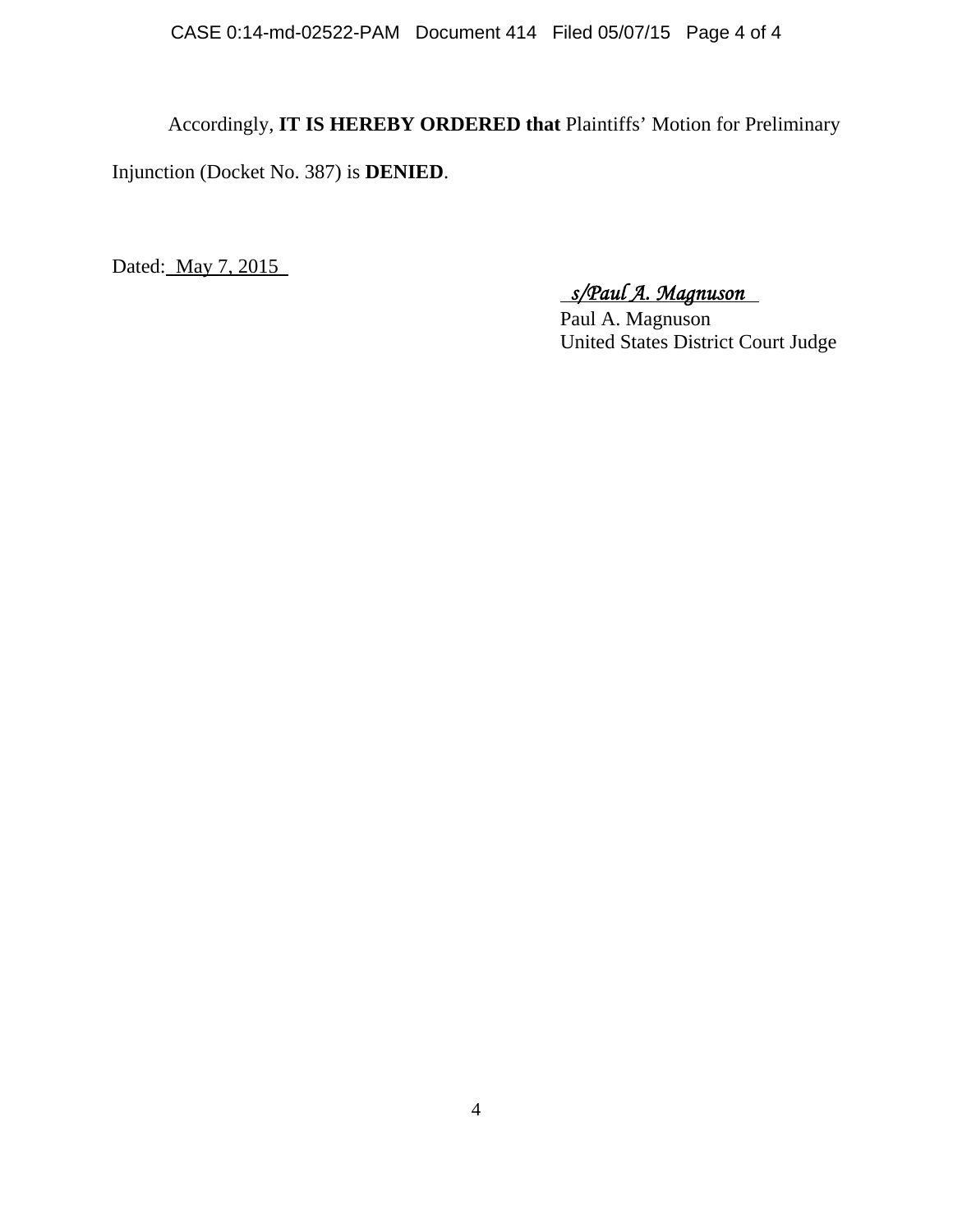Accordingly, **IT IS HEREBY ORDERED that** Plaintiffs' Motion for Preliminary Injunction (Docket No. 387) is **DENIED**.

Dated: May 7, 2015

*s/Paul A. Magnuson*
Paul A. Magnuson
United States District Court Judge